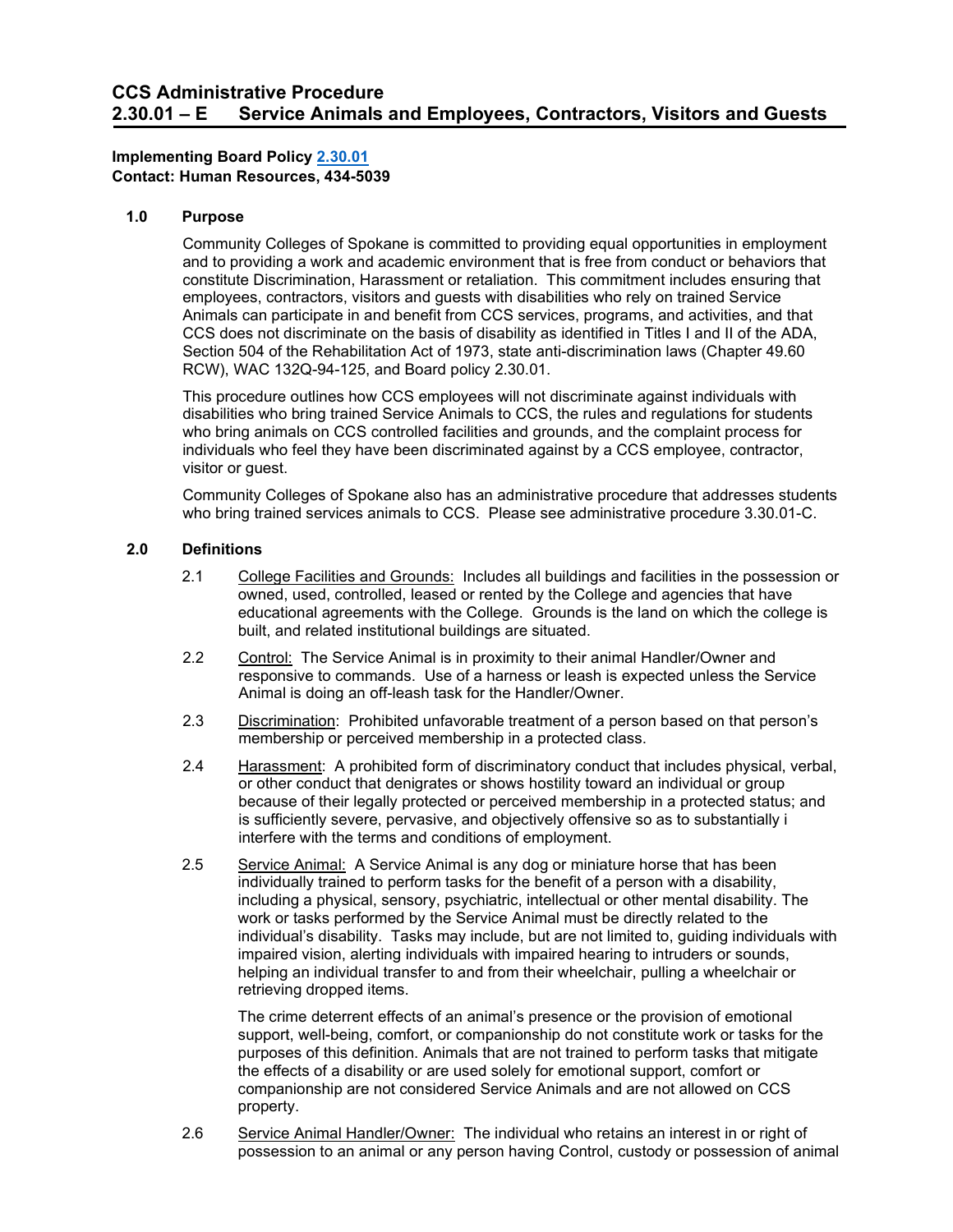# CCS Administrative Procedure
# 2.30.01 – E Service Animals and Employees, Contractors, Visitors and Guests

**Implementing Board Policy [2.30.01](2.30.01)**
**Contact: Human Resources, 434-5039**

## 1.0 Purpose

Community Colleges of Spokane is committed to providing equal opportunities in employment and to providing a work and academic environment that is free from conduct or behaviors that constitute Discrimination, Harassment or retaliation. This commitment includes ensuring that employees, contractors, visitors and guests with disabilities who rely on trained Service Animals can participate in and benefit from CCS services, programs, and activities, and that CCS does not discriminate on the basis of disability as identified in Titles I and II of the ADA, Section 504 of the Rehabilitation Act of 1973, state anti-discrimination laws (Chapter 49.60 RCW), WAC 132Q-94-125, and Board policy 2.30.01.

This procedure outlines how CCS employees will not discriminate against individuals with disabilities who bring trained Service Animals to CCS, the rules and regulations for students who bring animals on CCS controlled facilities and grounds, and the complaint process for individuals who feel they have been discriminated against by a CCS employee, contractor, visitor or guest.

Community Colleges of Spokane also has an administrative procedure that addresses students who bring trained services animals to CCS. Please see administrative procedure 3.30.01-C.

## 2.0 Definitions

2.1 College Facilities and Grounds: Includes all buildings and facilities in the possession or owned, used, controlled, leased or rented by the College and agencies that have educational agreements with the College. Grounds is the land on which the college is built, and related institutional buildings are situated.

2.2 Control: The Service Animal is in proximity to their animal Handler/Owner and responsive to commands. Use of a harness or leash is expected unless the Service Animal is doing an off-leash task for the Handler/Owner.

2.3 Discrimination: Prohibited unfavorable treatment of a person based on that person's membership or perceived membership in a protected class.

2.4 Harassment: A prohibited form of discriminatory conduct that includes physical, verbal, or other conduct that denigrates or shows hostility toward an individual or group because of their legally protected or perceived membership in a protected status; and is sufficiently severe, pervasive, and objectively offensive so as to substantially i interfere with the terms and conditions of employment.

2.5 Service Animal: A Service Animal is any dog or miniature horse that has been individually trained to perform tasks for the benefit of a person with a disability, including a physical, sensory, psychiatric, intellectual or other mental disability. The work or tasks performed by the Service Animal must be directly related to the individual's disability. Tasks may include, but are not limited to, guiding individuals with impaired vision, alerting individuals with impaired hearing to intruders or sounds, helping an individual transfer to and from their wheelchair, pulling a wheelchair or retrieving dropped items.

The crime deterrent effects of an animal's presence or the provision of emotional support, well-being, comfort, or companionship do not constitute work or tasks for the purposes of this definition. Animals that are not trained to perform tasks that mitigate the effects of a disability or are used solely for emotional support, comfort or companionship are not considered Service Animals and are not allowed on CCS property.

2.6 Service Animal Handler/Owner: The individual who retains an interest in or right of possession to an animal or any person having Control, custody or possession of animal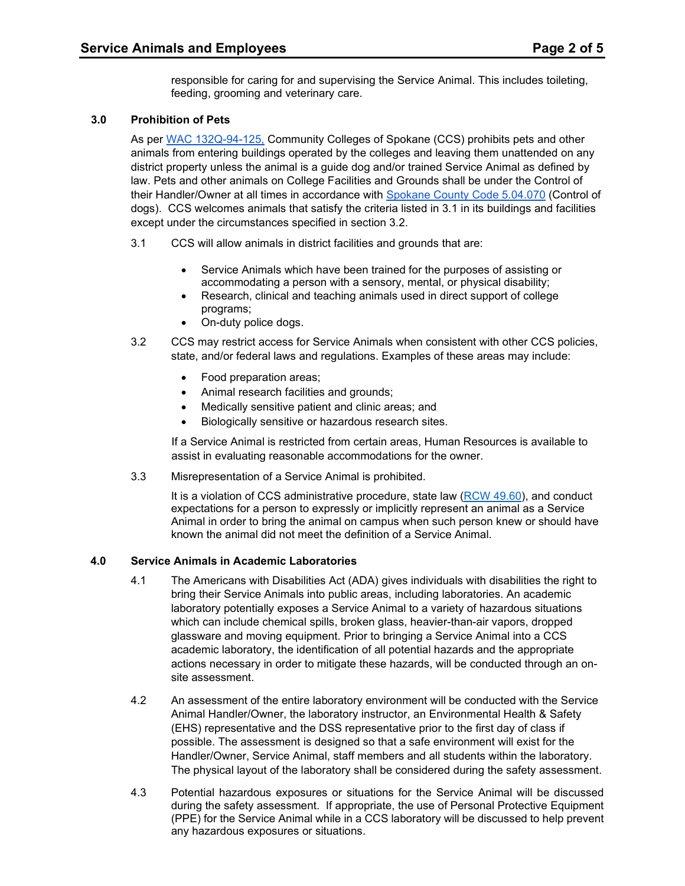responsible for caring for and supervising the Service Animal. This includes toileting, feeding, grooming and veterinary care.

## 3.0 Prohibition of Pets

As per [WAC 132Q-94-125,](#) Community Colleges of Spokane (CCS) prohibits pets and other animals from entering buildings operated by the colleges and leaving them unattended on any district property unless the animal is a guide dog and/or trained Service Animal as defined by law. Pets and other animals on College Facilities and Grounds shall be under the Control of their Handler/Owner at all times in accordance with [Spokane County Code 5.04.070](#) (Control of dogs). CCS welcomes animals that satisfy the criteria listed in 3.1 in its buildings and facilities except under the circumstances specified in section 3.2.

3.1 CCS will allow animals in district facilities and grounds that are:

- Service Animals which have been trained for the purposes of assisting or accommodating a person with a sensory, mental, or physical disability;
- Research, clinical and teaching animals used in direct support of college programs;
- On-duty police dogs.

3.2 CCS may restrict access for Service Animals when consistent with other CCS policies, state, and/or federal laws and regulations. Examples of these areas may include:

- Food preparation areas;
- Animal research facilities and grounds;
- Medically sensitive patient and clinic areas; and
- Biologically sensitive or hazardous research sites.

If a Service Animal is restricted from certain areas, Human Resources is available to assist in evaluating reasonable accommodations for the owner.

3.3 Misrepresentation of a Service Animal is prohibited.

It is a violation of CCS administrative procedure, state law ([RCW 49.60](#)), and conduct expectations for a person to expressly or implicitly represent an animal as a Service Animal in order to bring the animal on campus when such person knew or should have known the animal did not meet the definition of a Service Animal.

## 4.0 Service Animals in Academic Laboratories

4.1 The Americans with Disabilities Act (ADA) gives individuals with disabilities the right to bring their Service Animals into public areas, including laboratories. An academic laboratory potentially exposes a Service Animal to a variety of hazardous situations which can include chemical spills, broken glass, heavier-than-air vapors, dropped glassware and moving equipment. Prior to bringing a Service Animal into a CCS academic laboratory, the identification of all potential hazards and the appropriate actions necessary in order to mitigate these hazards, will be conducted through an on-site assessment.

4.2 An assessment of the entire laboratory environment will be conducted with the Service Animal Handler/Owner, the laboratory instructor, an Environmental Health & Safety (EHS) representative and the DSS representative prior to the first day of class if possible. The assessment is designed so that a safe environment will exist for the Handler/Owner, Service Animal, staff members and all students within the laboratory. The physical layout of the laboratory shall be considered during the safety assessment.

4.3 Potential hazardous exposures or situations for the Service Animal will be discussed during the safety assessment. If appropriate, the use of Personal Protective Equipment (PPE) for the Service Animal while in a CCS laboratory will be discussed to help prevent any hazardous exposures or situations.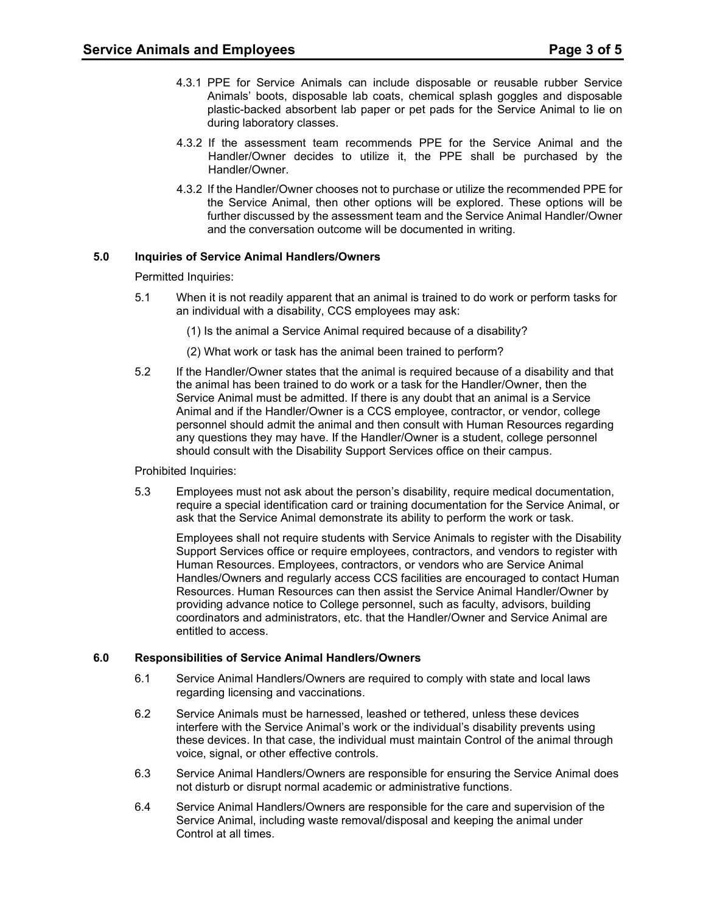4.3.1 PPE for Service Animals can include disposable or reusable rubber Service Animals' boots, disposable lab coats, chemical splash goggles and disposable plastic-backed absorbent lab paper or pet pads for the Service Animal to lie on during laboratory classes.

4.3.2 If the assessment team recommends PPE for the Service Animal and the Handler/Owner decides to utilize it, the PPE shall be purchased by the Handler/Owner.

4.3.2 If the Handler/Owner chooses not to purchase or utilize the recommended PPE for the Service Animal, then other options will be explored. These options will be further discussed by the assessment team and the Service Animal Handler/Owner and the conversation outcome will be documented in writing.

**5.0 Inquiries of Service Animal Handlers/Owners**

Permitted Inquiries:

5.1 When it is not readily apparent that an animal is trained to do work or perform tasks for an individual with a disability, CCS employees may ask:

(1) Is the animal a Service Animal required because of a disability?

(2) What work or task has the animal been trained to perform?

5.2 If the Handler/Owner states that the animal is required because of a disability and that the animal has been trained to do work or a task for the Handler/Owner, then the Service Animal must be admitted. If there is any doubt that an animal is a Service Animal and if the Handler/Owner is a CCS employee, contractor, or vendor, college personnel should admit the animal and then consult with Human Resources regarding any questions they may have. If the Handler/Owner is a student, college personnel should consult with the Disability Support Services office on their campus.

Prohibited Inquiries:

5.3 Employees must not ask about the person's disability, require medical documentation, require a special identification card or training documentation for the Service Animal, or ask that the Service Animal demonstrate its ability to perform the work or task.

Employees shall not require students with Service Animals to register with the Disability Support Services office or require employees, contractors, and vendors to register with Human Resources. Employees, contractors, or vendors who are Service Animal Handles/Owners and regularly access CCS facilities are encouraged to contact Human Resources. Human Resources can then assist the Service Animal Handler/Owner by providing advance notice to College personnel, such as faculty, advisors, building coordinators and administrators, etc. that the Handler/Owner and Service Animal are entitled to access.

**6.0 Responsibilities of Service Animal Handlers/Owners**

6.1 Service Animal Handlers/Owners are required to comply with state and local laws regarding licensing and vaccinations.

6.2 Service Animals must be harnessed, leashed or tethered, unless these devices interfere with the Service Animal's work or the individual's disability prevents using these devices. In that case, the individual must maintain Control of the animal through voice, signal, or other effective controls.

6.3 Service Animal Handlers/Owners are responsible for ensuring the Service Animal does not disturb or disrupt normal academic or administrative functions.

6.4 Service Animal Handlers/Owners are responsible for the care and supervision of the Service Animal, including waste removal/disposal and keeping the animal under Control at all times.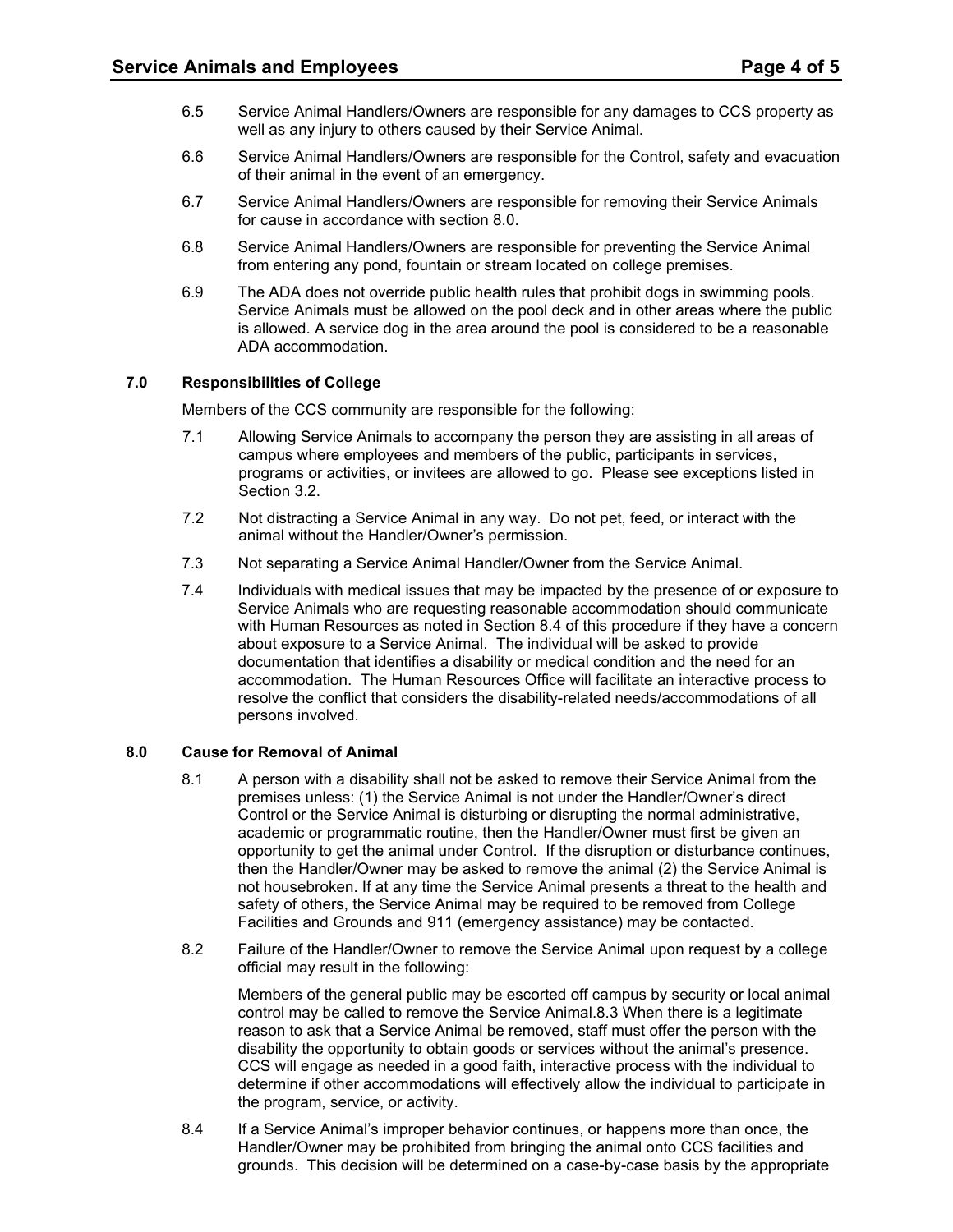6.5 Service Animal Handlers/Owners are responsible for any damages to CCS property as well as any injury to others caused by their Service Animal.

6.6 Service Animal Handlers/Owners are responsible for the Control, safety and evacuation of their animal in the event of an emergency.

6.7 Service Animal Handlers/Owners are responsible for removing their Service Animals for cause in accordance with section 8.0.

6.8 Service Animal Handlers/Owners are responsible for preventing the Service Animal from entering any pond, fountain or stream located on college premises.

6.9 The ADA does not override public health rules that prohibit dogs in swimming pools. Service Animals must be allowed on the pool deck and in other areas where the public is allowed. A service dog in the area around the pool is considered to be a reasonable ADA accommodation.

## 7.0 Responsibilities of College

Members of the CCS community are responsible for the following:

7.1 Allowing Service Animals to accompany the person they are assisting in all areas of campus where employees and members of the public, participants in services, programs or activities, or invitees are allowed to go. Please see exceptions listed in Section 3.2.

7.2 Not distracting a Service Animal in any way. Do not pet, feed, or interact with the animal without the Handler/Owner's permission.

7.3 Not separating a Service Animal Handler/Owner from the Service Animal.

7.4 Individuals with medical issues that may be impacted by the presence of or exposure to Service Animals who are requesting reasonable accommodation should communicate with Human Resources as noted in Section 8.4 of this procedure if they have a concern about exposure to a Service Animal. The individual will be asked to provide documentation that identifies a disability or medical condition and the need for an accommodation. The Human Resources Office will facilitate an interactive process to resolve the conflict that considers the disability-related needs/accommodations of all persons involved.

## 8.0 Cause for Removal of Animal

8.1 A person with a disability shall not be asked to remove their Service Animal from the premises unless: (1) the Service Animal is not under the Handler/Owner's direct Control or the Service Animal is disturbing or disrupting the normal administrative, academic or programmatic routine, then the Handler/Owner must first be given an opportunity to get the animal under Control. If the disruption or disturbance continues, then the Handler/Owner may be asked to remove the animal (2) the Service Animal is not housebroken. If at any time the Service Animal presents a threat to the health and safety of others, the Service Animal may be required to be removed from College Facilities and Grounds and 911 (emergency assistance) may be contacted.

8.2 Failure of the Handler/Owner to remove the Service Animal upon request by a college official may result in the following:

Members of the general public may be escorted off campus by security or local animal control may be called to remove the Service Animal.8.3 When there is a legitimate reason to ask that a Service Animal be removed, staff must offer the person with the disability the opportunity to obtain goods or services without the animal's presence. CCS will engage as needed in a good faith, interactive process with the individual to determine if other accommodations will effectively allow the individual to participate in the program, service, or activity.

8.4 If a Service Animal's improper behavior continues, or happens more than once, the Handler/Owner may be prohibited from bringing the animal onto CCS facilities and grounds. This decision will be determined on a case-by-case basis by the appropriate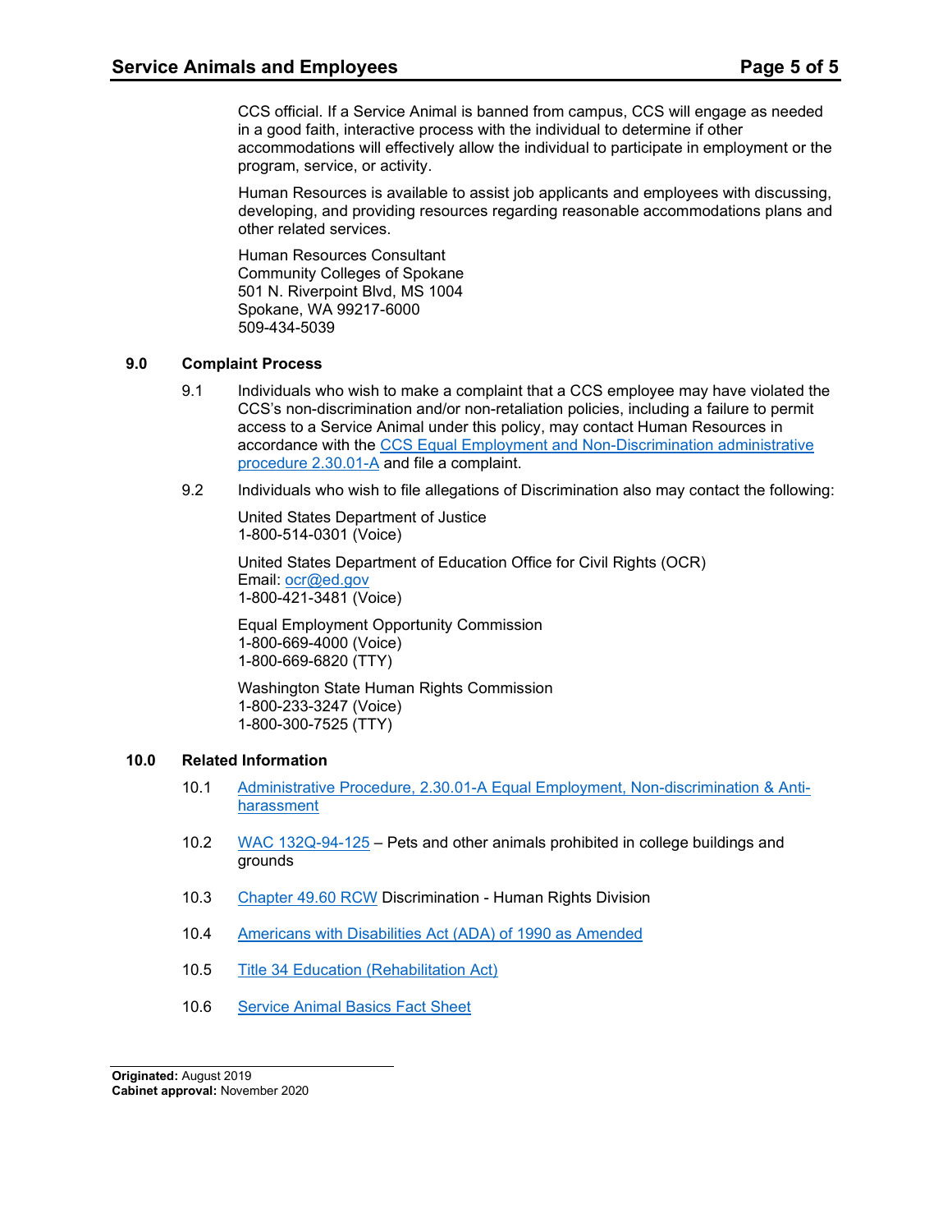CCS official. If a Service Animal is banned from campus, CCS will engage as needed in a good faith, interactive process with the individual to determine if other accommodations will effectively allow the individual to participate in employment or the program, service, or activity.

Human Resources is available to assist job applicants and employees with discussing, developing, and providing resources regarding reasonable accommodations plans and other related services.

Human Resources Consultant
Community Colleges of Spokane
501 N. Riverpoint Blvd, MS 1004
Spokane, WA 99217-6000
509-434-5039

## 9.0 Complaint Process

9.1 Individuals who wish to make a complaint that a CCS employee may have violated the CCS's non-discrimination and/or non-retaliation policies, including a failure to permit access to a Service Animal under this policy, may contact Human Resources in accordance with the CCS Equal Employment and Non-Discrimination administrative procedure 2.30.01-A and file a complaint.

9.2 Individuals who wish to file allegations of Discrimination also may contact the following:

United States Department of Justice
1-800-514-0301 (Voice)

United States Department of Education Office for Civil Rights (OCR)
Email: ocr@ed.gov
1-800-421-3481 (Voice)

Equal Employment Opportunity Commission
1-800-669-4000 (Voice)
1-800-669-6820 (TTY)

Washington State Human Rights Commission
1-800-233-3247 (Voice)
1-800-300-7525 (TTY)

## 10.0 Related Information

10.1 Administrative Procedure, 2.30.01-A Equal Employment, Non-discrimination & Anti-harassment

10.2 WAC 132Q-94-125 – Pets and other animals prohibited in college buildings and grounds

10.3 Chapter 49.60 RCW Discrimination - Human Rights Division

10.4 Americans with Disabilities Act (ADA) of 1990 as Amended

10.5 Title 34 Education (Rehabilitation Act)

10.6 Service Animal Basics Fact Sheet

**Originated:** August 2019
**Cabinet approval:** November 2020